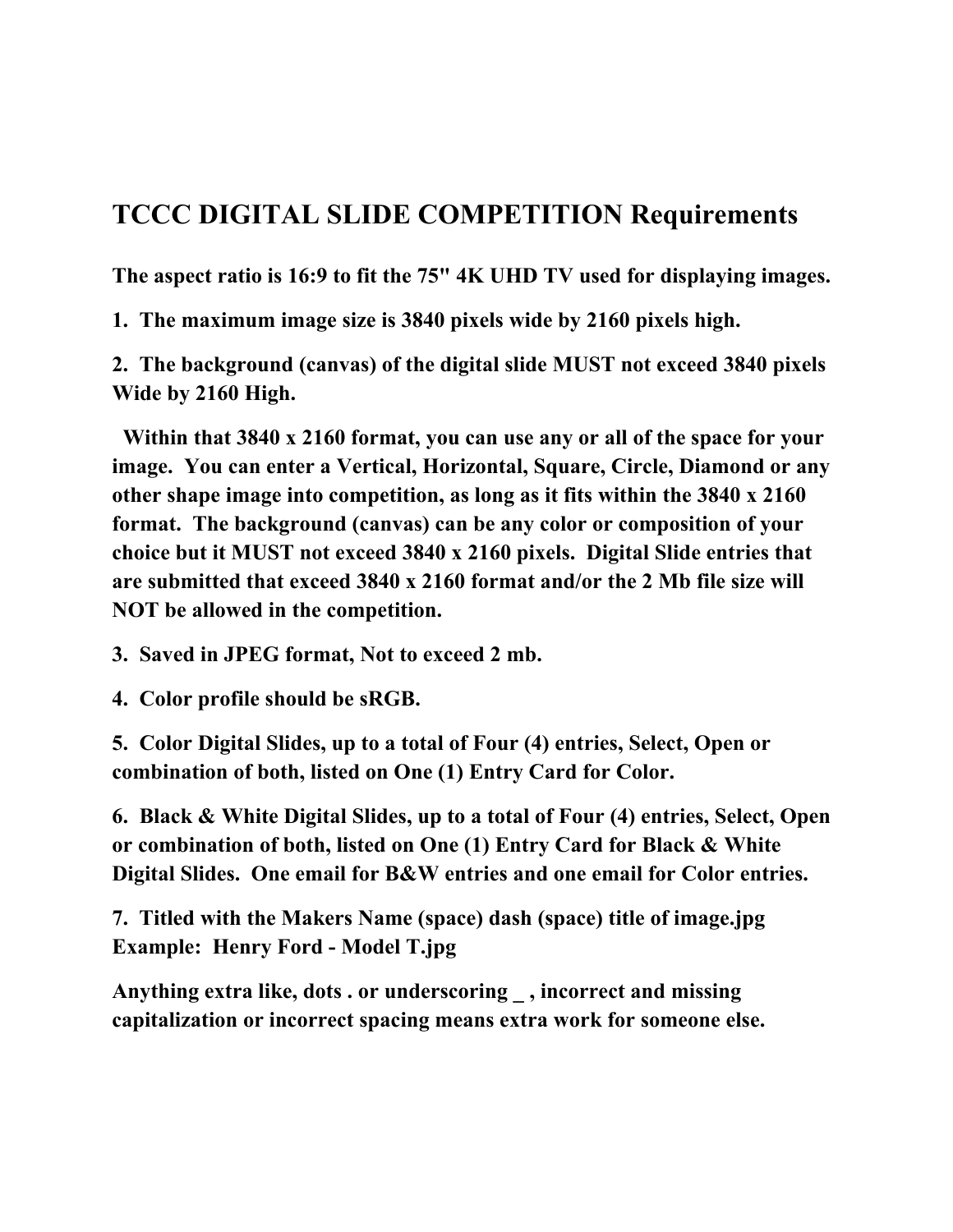# TCCC DIGITAL SLIDE COMPETITION Requirements

**The aspect ratio is 16:9 to fit the 75" 4K UHD TV used for displaying images.**

**1. The maximum image size is 3840 pixels wide by 2160 pixels high.**

**2. The background (canvas) of the digital slide MUST not exceed 3840 pixels Wide by 2160 High.**

**Within that 3840 x 2160 format, you can use any or all of the space for your image. You can enter a Vertical, Horizontal, Square, Circle, Diamond or any other shape image into competition, as long as it fits within the 3840 x 2160 format. The background (canvas) can be any color or composition of your choice but it MUST not exceed 3840 x 2160 pixels. Digital Slide entries that are submitted that exceed 3840 x 2160 format and/or the 2 Mb file size will NOT be allowed in the competition.**

**3. Saved in JPEG format, Not to exceed 2 mb.**

**4. Color profile should be sRGB.**

**5. Color Digital Slides, up to a total of Four (4) entries, Select, Open or combination of both, listed on One (1) Entry Card for Color.**

**6. Black & White Digital Slides, up to a total of Four (4) entries, Select, Open or combination of both, listed on One (1) Entry Card for Black & White Digital Slides. One email for B&W entries and one email for Color entries.**

**7. Titled with the Makers Name (space) dash (space) title of image.jpg**
**Example: Henry Ford - Model T.jpg**

**Anything extra like, dots . or underscoring _ , incorrect and missing capitalization or incorrect spacing means extra work for someone else.**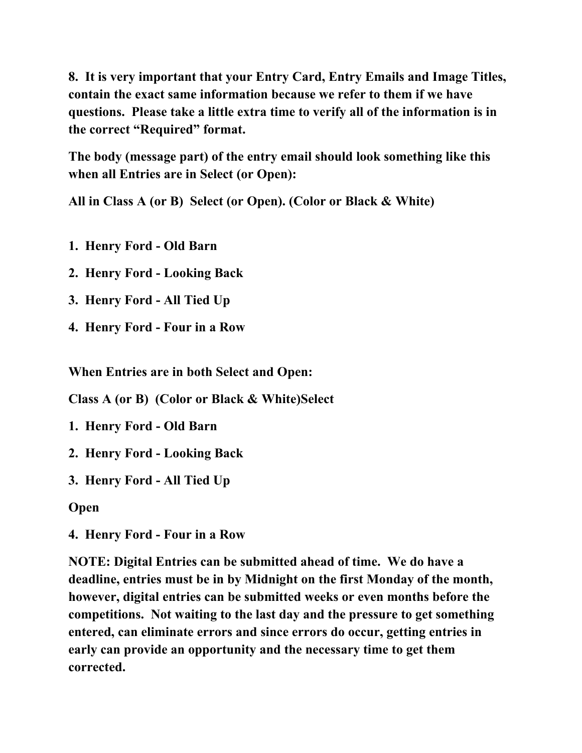**8. It is very important that your Entry Card, Entry Emails and Image Titles, contain the exact same information because we refer to them if we have questions. Please take a little extra time to verify all of the information is in the correct "Required" format.**

**The body (message part) of the entry email should look something like this when all Entries are in Select (or Open):**

**All in Class A (or B) Select (or Open). (Color or Black & White)**

1. **Henry Ford - Old Barn**
2. **Henry Ford - Looking Back**
3. **Henry Ford - All Tied Up**
4. **Henry Ford - Four in a Row**

**When Entries are in both Select and Open:**

**Class A (or B) (Color or Black & White)Select**

1. **Henry Ford - Old Barn**
2. **Henry Ford - Looking Back**
3. **Henry Ford - All Tied Up**

**Open**

4. **Henry Ford - Four in a Row**

**NOTE: Digital Entries can be submitted ahead of time. We do have a deadline, entries must be in by Midnight on the first Monday of the month, however, digital entries can be submitted weeks or even months before the competitions. Not waiting to the last day and the pressure to get something entered, can eliminate errors and since errors do occur, getting entries in early can provide an opportunity and the necessary time to get them corrected.**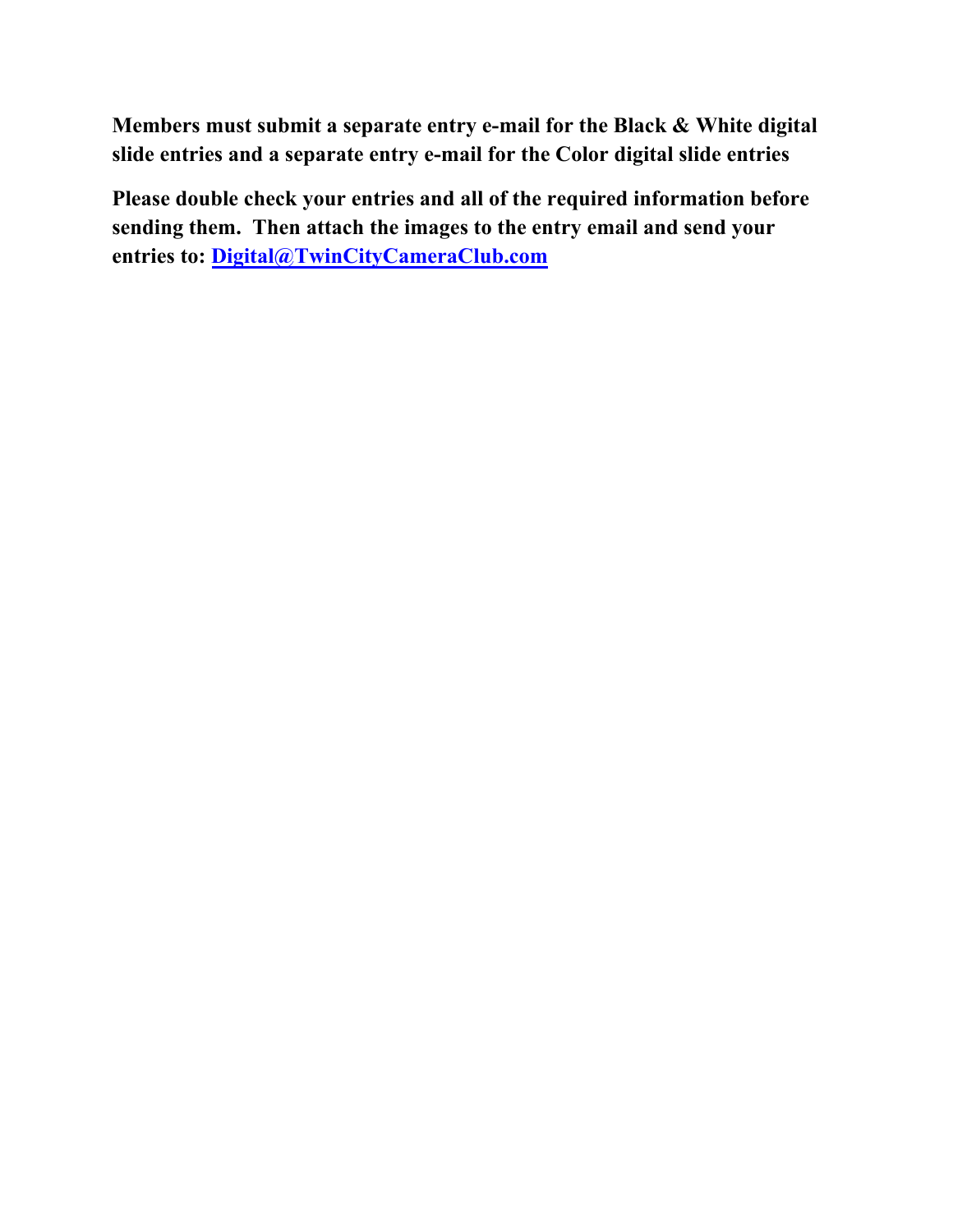**Members must submit a separate entry e-mail for the Black & White digital slide entries and a separate entry e-mail for the Color digital slide entries**

**Please double check your entries and all of the required information before sending them. Then attach the images to the entry email and send your entries to: [Digital@TwinCityCameraClub.com](mailto:Digital@TwinCityCameraClub.com)**